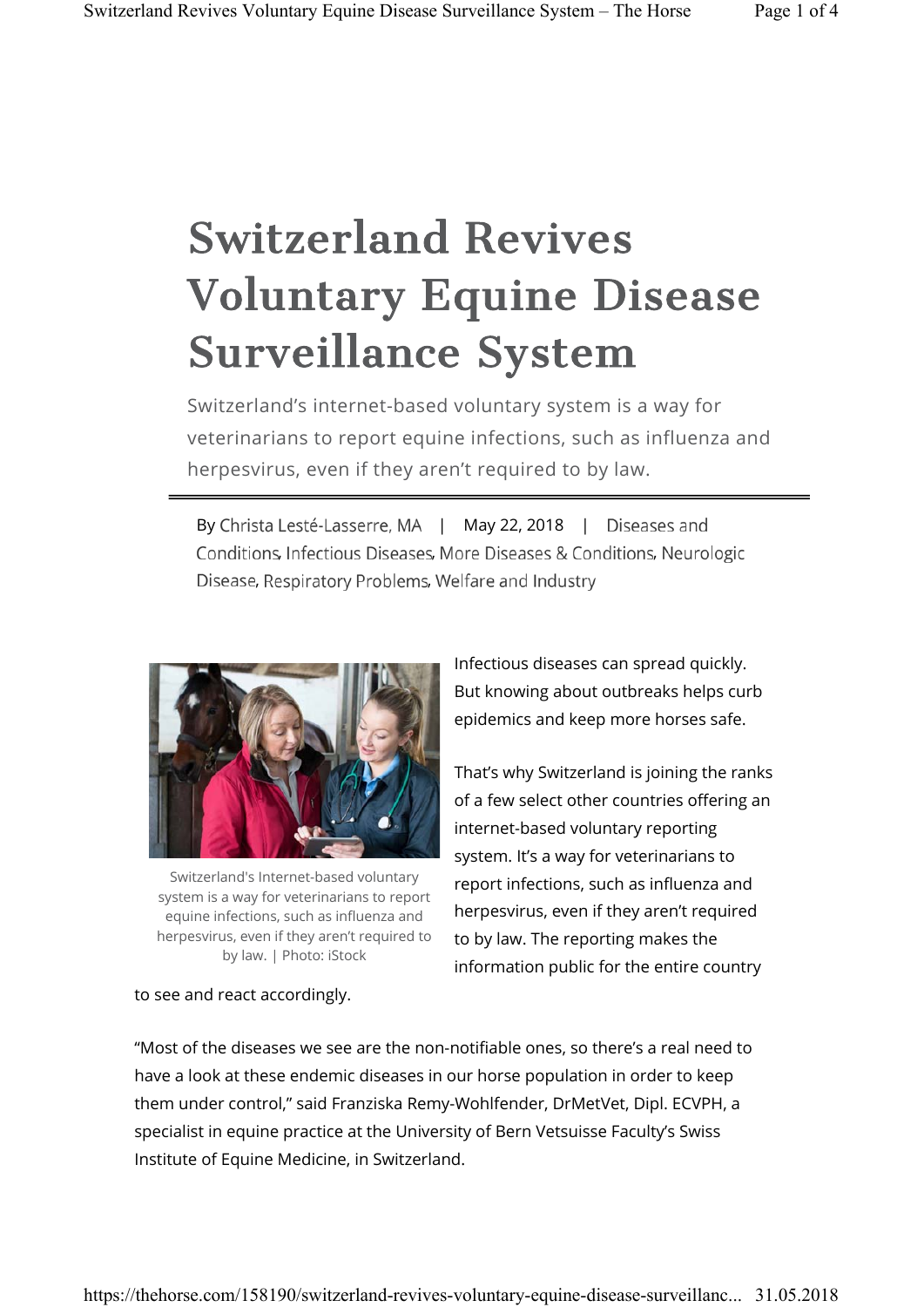# Switzerland Revives Voluntary Equine Disease Surveillance System

Switzerland's internet-based voluntary system is a way for veterinarians to report equine infections, such as influenza and herpesvirus, even if they aren't required to by law.

By Christa Lesté-Lasserre, MA | May 22, 2018 | Diseases and Conditions, Infectious Diseases, More Diseases & Conditions, Neurologic Disease, Respiratory Problems, Welfare and Industry

Switzerland's Internet-based voluntary system is a way for veterinarians to report equine infections, such as influenza and herpesvirus, even if they aren't required to by law. | Photo: iStock

Infectious diseases can spread quickly. But knowing about outbreaks helps curb epidemics and keep more horses safe.

That's why Switzerland is joining the ranks of a few select other countries offering an internet-based voluntary reporting system. It's a way for veterinarians to report infections, such as influenza and herpesvirus, even if they aren't required to by law. The reporting makes the information public for the entire country to see and react accordingly.

"Most of the diseases we see are the non-notifiable ones, so there's a real need to have a look at these endemic diseases in our horse population in order to keep them under control," said Franziska Remy-Wohlfender, DrMetVet, Dipl. ECVPH, a specialist in equine practice at the University of Bern Vetsuisse Faculty's Swiss Institute of Equine Medicine, in Switzerland.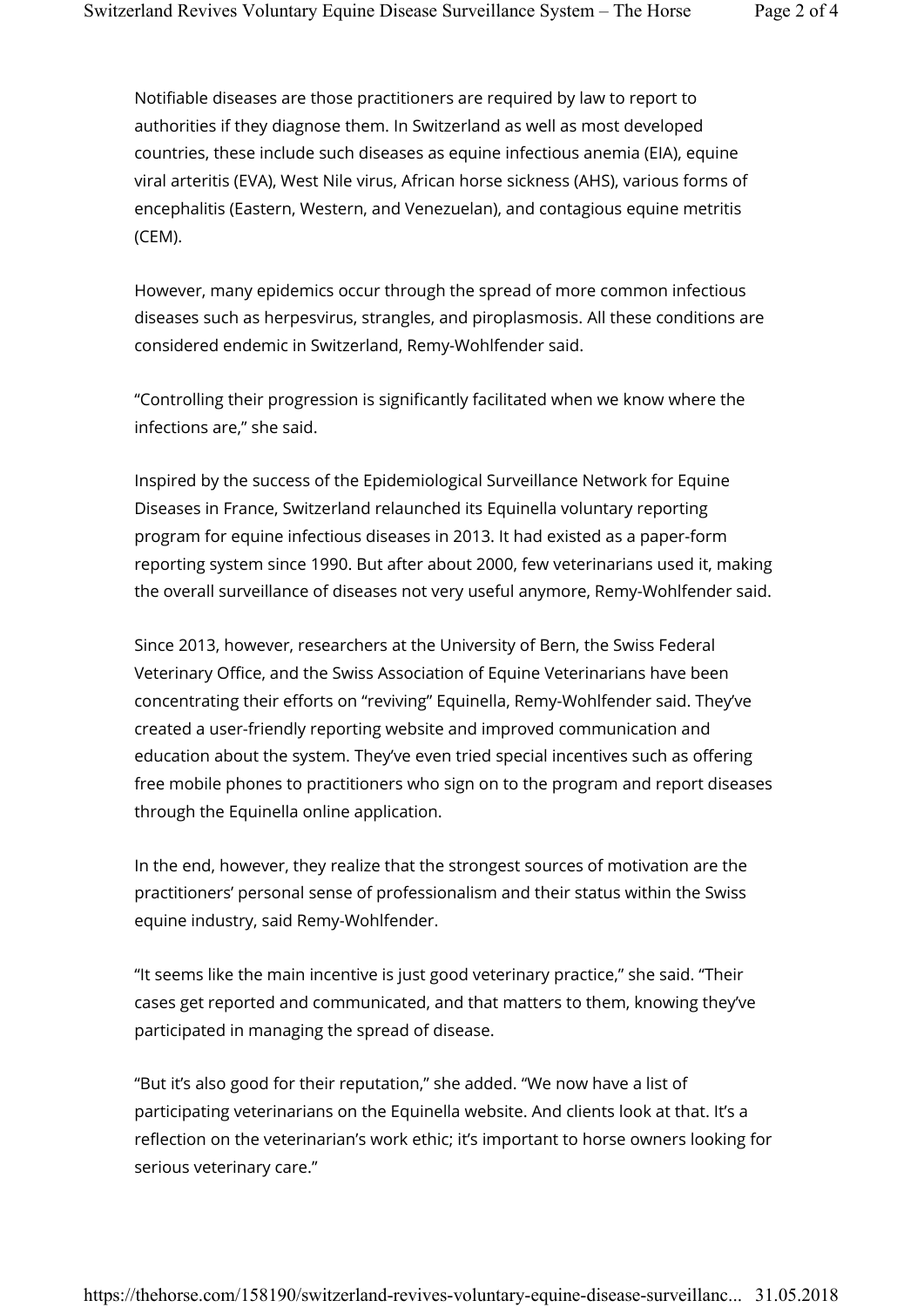Notifiable diseases are those practitioners are required by law to report to authorities if they diagnose them. In Switzerland as well as most developed countries, these include such diseases as equine infectious anemia (EIA), equine viral arteritis (EVA), West Nile virus, African horse sickness (AHS), various forms of encephalitis (Eastern, Western, and Venezuelan), and contagious equine metritis (CEM).

However, many epidemics occur through the spread of more common infectious diseases such as herpesvirus, strangles, and piroplasmosis. All these conditions are considered endemic in Switzerland, Remy-Wohlfender said.

“Controlling their progression is significantly facilitated when we know where the infections are,” she said.

Inspired by the success of the Epidemiological Surveillance Network for Equine Diseases in France, Switzerland relaunched its Equinella voluntary reporting program for equine infectious diseases in 2013. It had existed as a paper-form reporting system since 1990. But after about 2000, few veterinarians used it, making the overall surveillance of diseases not very useful anymore, Remy-Wohlfender said.

Since 2013, however, researchers at the University of Bern, the Swiss Federal Veterinary Office, and the Swiss Association of Equine Veterinarians have been concentrating their efforts on “reviving” Equinella, Remy-Wohlfender said. They’ve created a user-friendly reporting website and improved communication and education about the system. They’ve even tried special incentives such as offering free mobile phones to practitioners who sign on to the program and report diseases through the Equinella online application.

In the end, however, they realize that the strongest sources of motivation are the practitioners’ personal sense of professionalism and their status within the Swiss equine industry, said Remy-Wohlfender.

“It seems like the main incentive is just good veterinary practice,” she said. “Their cases get reported and communicated, and that matters to them, knowing they’ve participated in managing the spread of disease.

“But it’s also good for their reputation,” she added. “We now have a list of participating veterinarians on the Equinella website. And clients look at that. It’s a reflection on the veterinarian’s work ethic; it’s important to horse owners looking for serious veterinary care.”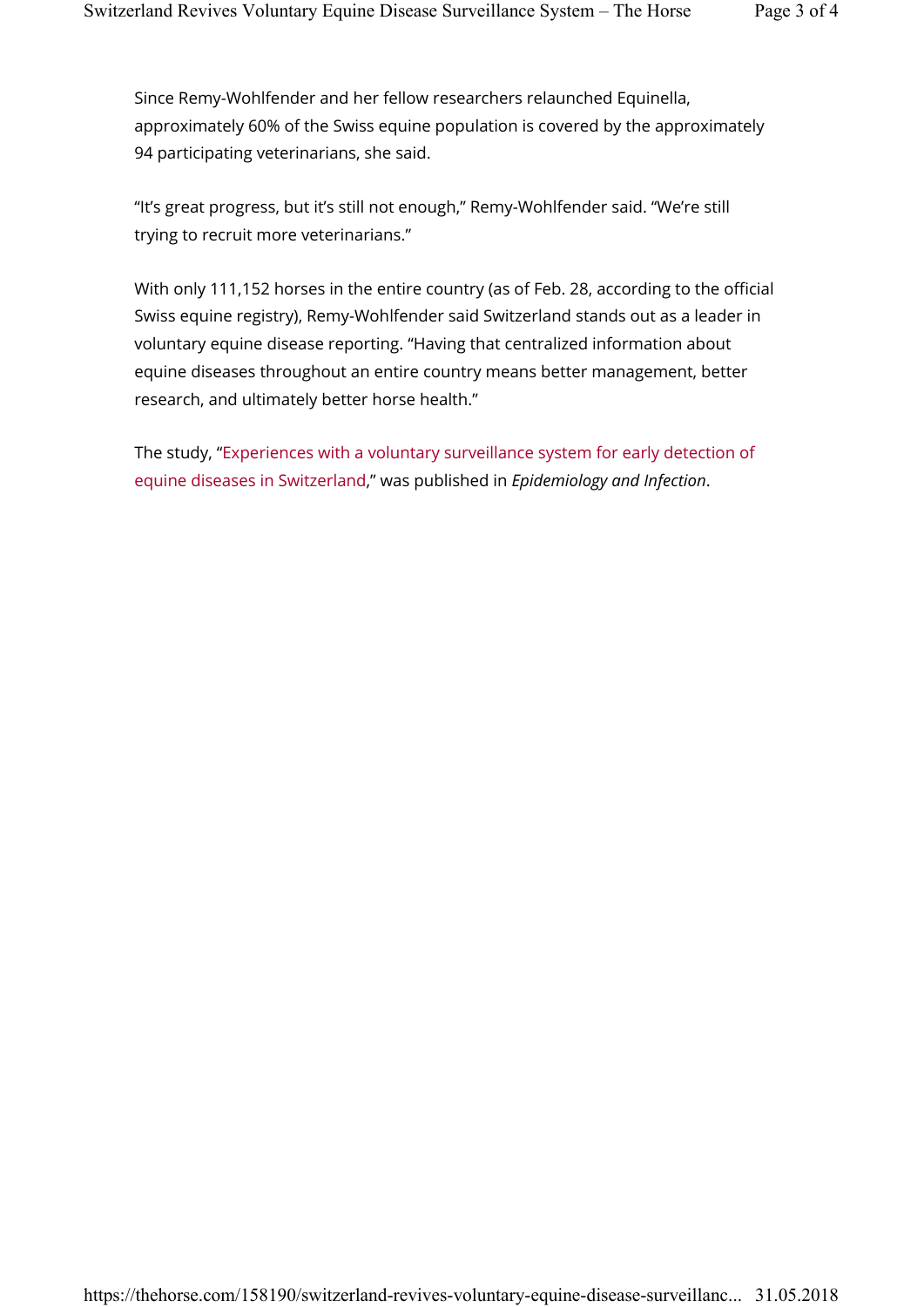Since Remy-Wohlfender and her fellow researchers relaunched Equinella, approximately 60% of the Swiss equine population is covered by the approximately 94 participating veterinarians, she said.

"It's great progress, but it's still not enough," Remy-Wohlfender said. "We're still trying to recruit more veterinarians."

With only 111,152 horses in the entire country (as of Feb. 28, according to the official Swiss equine registry), Remy-Wohlfender said Switzerland stands out as a leader in voluntary equine disease reporting. "Having that centralized information about equine diseases throughout an entire country means better management, better research, and ultimately better horse health."

The study, "Experiences with a voluntary surveillance system for early detection of equine diseases in Switzerland," was published in *Epidemiology and Infection*.